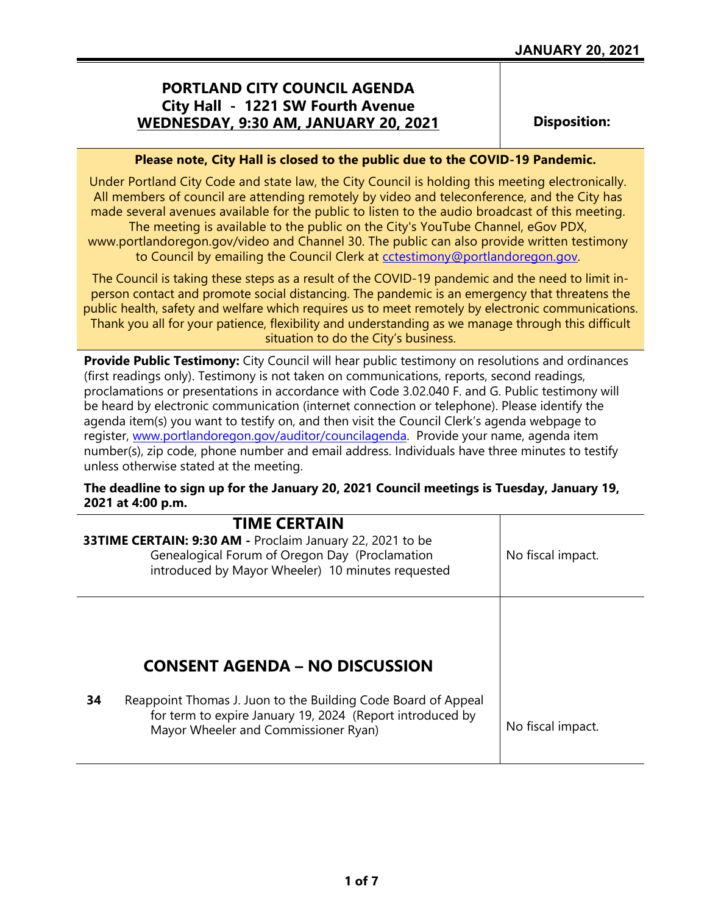**JANUARY 20, 2021**

# PORTLAND CITY COUNCIL AGENDA
## City Hall - 1221 SW Fourth Avenue
## WEDNESDAY, 9:30 AM, JANUARY 20, 2021

**Disposition:**

**Please note, City Hall is closed to the public due to the COVID-19 Pandemic.**

Under Portland City Code and state law, the City Council is holding this meeting electronically. All members of council are attending remotely by video and teleconference, and the City has made several avenues available for the public to listen to the audio broadcast of this meeting. The meeting is available to the public on the City's YouTube Channel, eGov PDX, www.portlandoregon.gov/video and Channel 30. The public can also provide written testimony to Council by emailing the Council Clerk at cctestimony@portlandoregon.gov.

The Council is taking these steps as a result of the COVID-19 pandemic and the need to limit in-person contact and promote social distancing. The pandemic is an emergency that threatens the public health, safety and welfare which requires us to meet remotely by electronic communications. Thank you all for your patience, flexibility and understanding as we manage through this difficult situation to do the City's business.

**Provide Public Testimony:** City Council will hear public testimony on resolutions and ordinances (first readings only). Testimony is not taken on communications, reports, second readings, proclamations or presentations in accordance with Code 3.02.040 F. and G. Public testimony will be heard by electronic communication (internet connection or telephone). Please identify the agenda item(s) you want to testify on, and then visit the Council Clerk's agenda webpage to register, www.portlandoregon.gov/auditor/councilagenda. Provide your name, agenda item number(s), zip code, phone number and email address. Individuals have three minutes to testify unless otherwise stated at the meeting.

**The deadline to sign up for the January 20, 2021 Council meetings is Tuesday, January 19, 2021 at 4:00 p.m.**

## TIME CERTAIN

| Item | Disposition |
|---|---|
| **33 TIME CERTAIN: 9:30 AM -** Proclaim January 22, 2021 to be Genealogical Forum of Oregon Day (Proclamation introduced by Mayor Wheeler) 10 minutes requested | No fiscal impact. |

## CONSENT AGENDA – NO DISCUSSION

| Item | Disposition |
|---|---|
| **34** Reappoint Thomas J. Juon to the Building Code Board of Appeal for term to expire January 19, 2024 (Report introduced by Mayor Wheeler and Commissioner Ryan) | No fiscal impact. |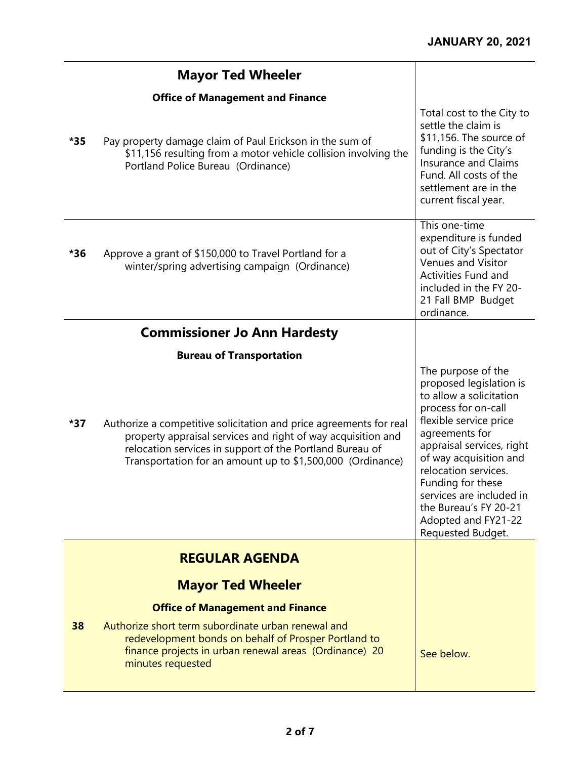| | | |
|---|---|---|
| | **Mayor Ted Wheeler** | |
| | **Office of Management and Finance** | |
| ***35** | Pay property damage claim of Paul Erickson in the sum of $11,156 resulting from a motor vehicle collision involving the Portland Police Bureau (Ordinance) | Total cost to the City to settle the claim is $11,156. The source of funding is the City's Insurance and Claims Fund. All costs of the settlement are in the current fiscal year. |
| ***36** | Approve a grant of $150,000 to Travel Portland for a winter/spring advertising campaign (Ordinance) | This one-time expenditure is funded out of City's Spectator Venues and Visitor Activities Fund and included in the FY 20-21 Fall BMP Budget ordinance. |
| | **Commissioner Jo Ann Hardesty** | |
| | **Bureau of Transportation** | |
| ***37** | Authorize a competitive solicitation and price agreements for real property appraisal services and right of way acquisition and relocation services in support of the Portland Bureau of Transportation for an amount up to $1,500,000 (Ordinance) | The purpose of the proposed legislation is to allow a solicitation process for on-call flexible service price agreements for appraisal services, right of way acquisition and relocation services. Funding for these services are included in the Bureau's FY 20-21 Adopted and FY21-22 Requested Budget. |
| | **REGULAR AGENDA** | |
| | **Mayor Ted Wheeler** | |
| | **Office of Management and Finance** | |
| **38** | Authorize short term subordinate urban renewal and redevelopment bonds on behalf of Prosper Portland to finance projects in urban renewal areas (Ordinance) 20 minutes requested | See below. |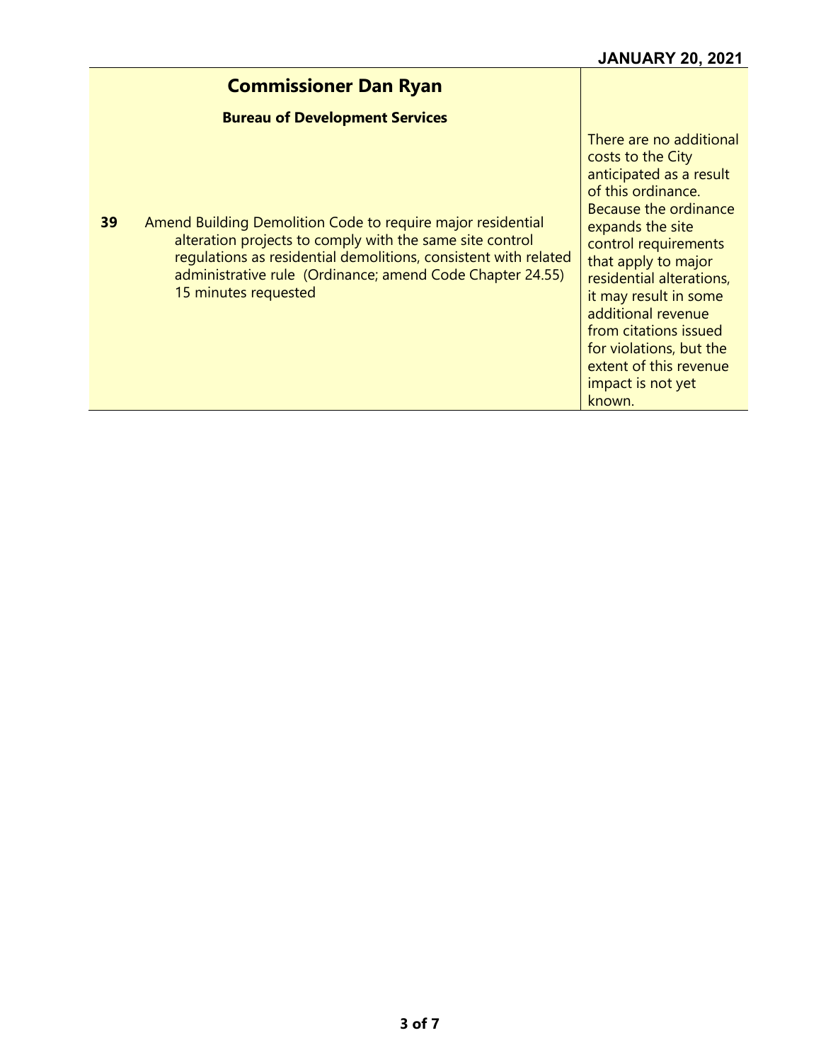**JANUARY 20, 2021**

## Commissioner Dan Ryan

### Bureau of Development Services

| | | |
|---|---|---|
| **39** | Amend Building Demolition Code to require major residential alteration projects to comply with the same site control regulations as residential demolitions, consistent with related administrative rule (Ordinance; amend Code Chapter 24.55) 15 minutes requested | There are no additional costs to the City anticipated as a result of this ordinance. Because the ordinance expands the site control requirements that apply to major residential alterations, it may result in some additional revenue from citations issued for violations, but the extent of this revenue impact is not yet known. |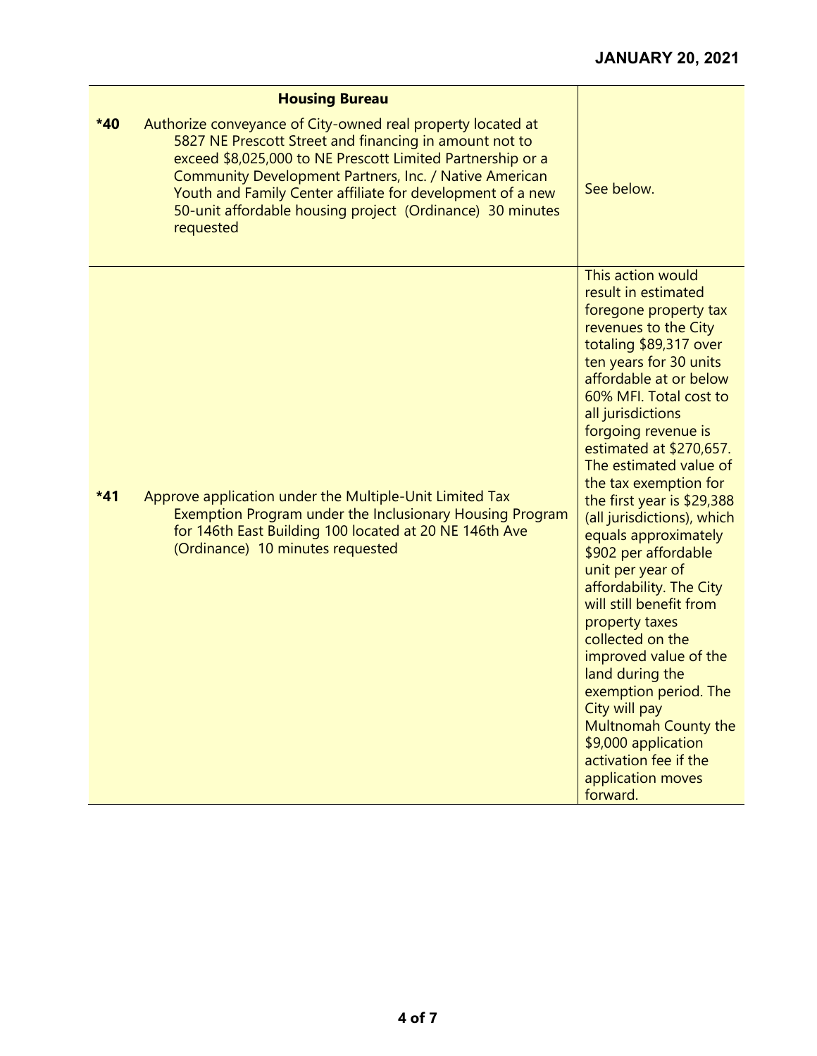| | Housing Bureau | |
|---|---|---|
| *40 | Authorize conveyance of City-owned real property located at 5827 NE Prescott Street and financing in amount not to exceed $8,025,000 to NE Prescott Limited Partnership or a Community Development Partners, Inc. / Native American Youth and Family Center affiliate for development of a new 50-unit affordable housing project (Ordinance) 30 minutes requested | See below. |
| *41 | Approve application under the Multiple-Unit Limited Tax Exemption Program under the Inclusionary Housing Program for 146th East Building 100 located at 20 NE 146th Ave (Ordinance) 10 minutes requested | This action would result in estimated foregone property tax revenues to the City totaling $89,317 over ten years for 30 units affordable at or below 60% MFI. Total cost to all jurisdictions forgoing revenue is estimated at $270,657. The estimated value of the tax exemption for the first year is $29,388 (all jurisdictions), which equals approximately $902 per affordable unit per year of affordability. The City will still benefit from property taxes collected on the improved value of the land during the exemption period. The City will pay Multnomah County the $9,000 application activation fee if the application moves forward. |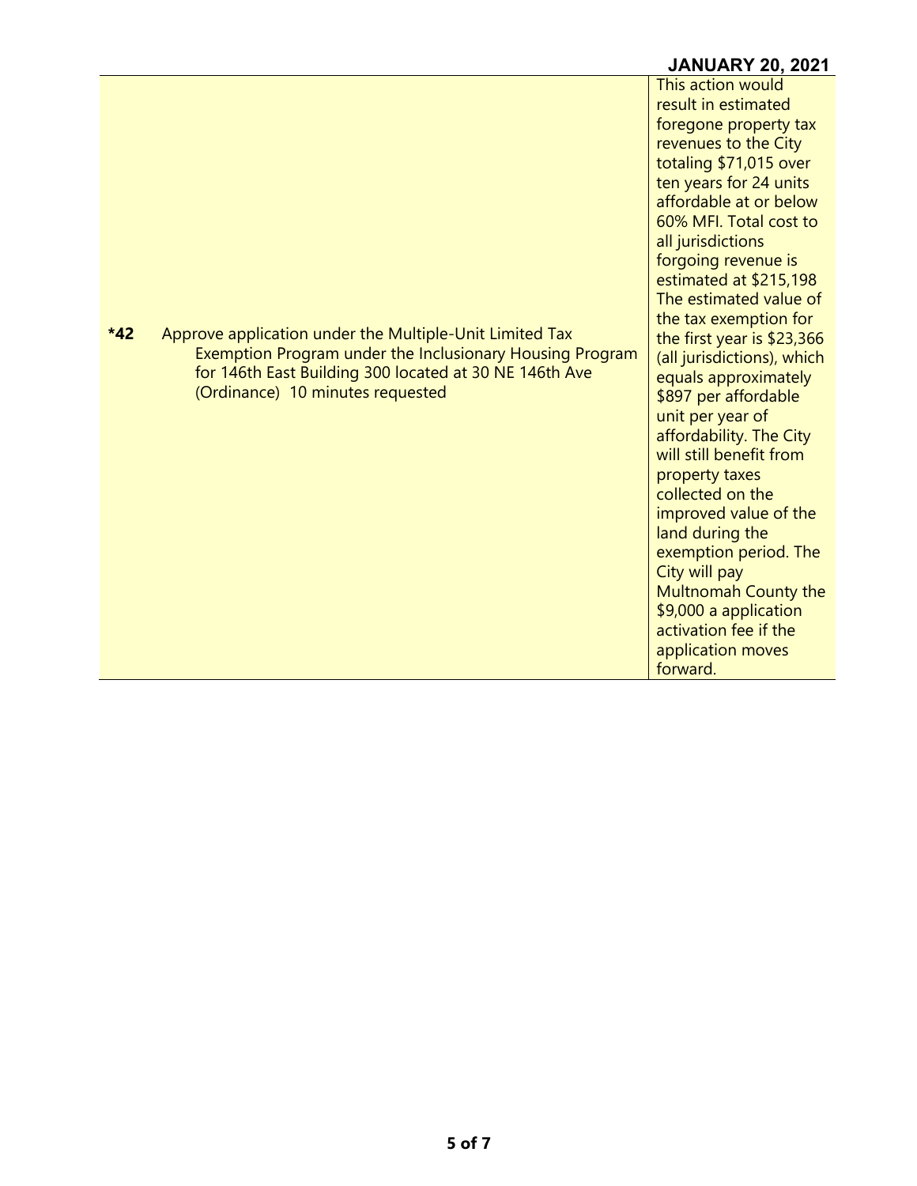**JANUARY 20, 2021**

| | | |
|---|---|---|
| ***42** | Approve application under the Multiple-Unit Limited Tax Exemption Program under the Inclusionary Housing Program for 146th East Building 300 located at 30 NE 146th Ave (Ordinance) 10 minutes requested | This action would result in estimated foregone property tax revenues to the City totaling $71,015 over ten years for 24 units affordable at or below 60% MFI. Total cost to all jurisdictions forgoing revenue is estimated at $215,198 The estimated value of the tax exemption for the first year is $23,366 (all jurisdictions), which equals approximately $897 per affordable unit per year of affordability. The City will still benefit from property taxes collected on the improved value of the land during the exemption period. The City will pay Multnomah County the $9,000 a application activation fee if the application moves forward. |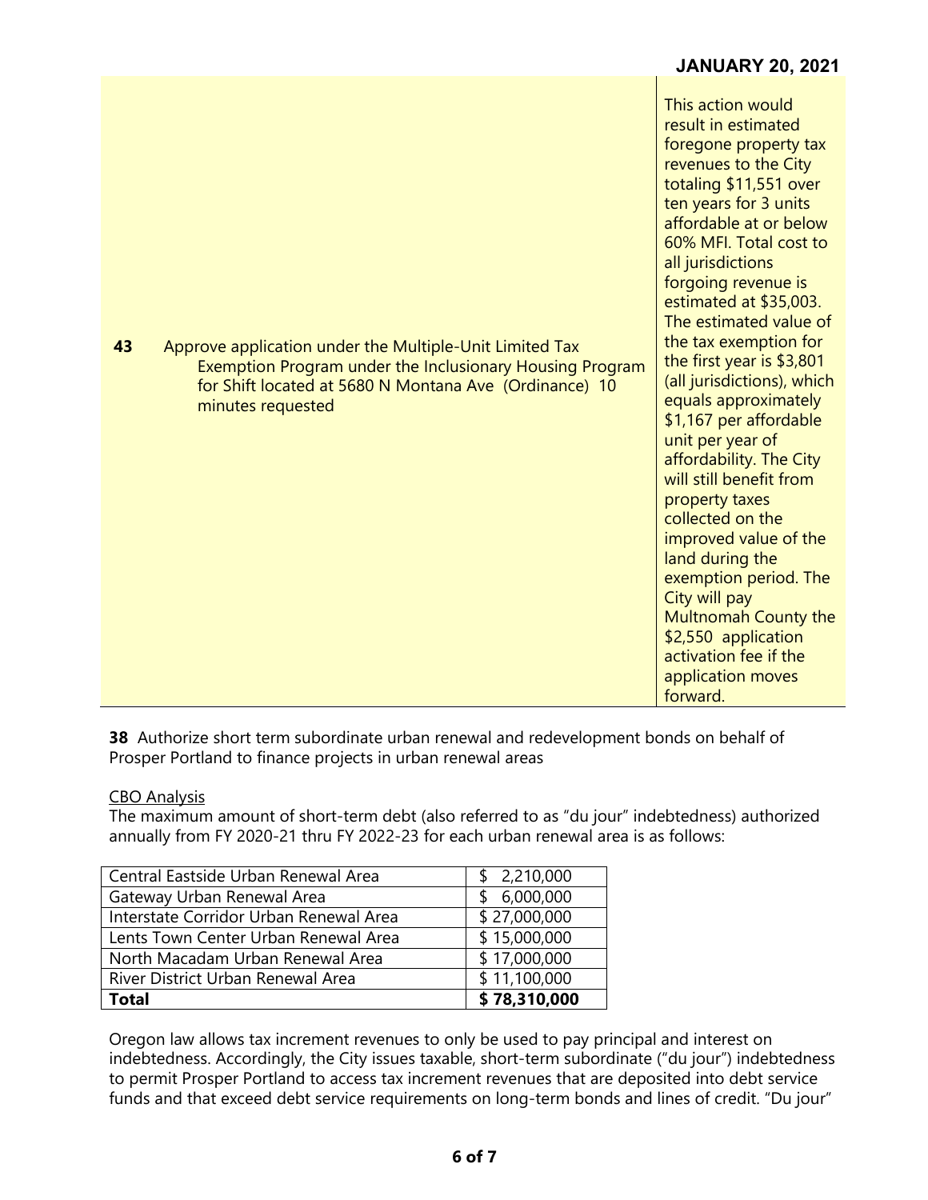| | | |
|---|---|---|
| **43** | Approve application under the Multiple-Unit Limited Tax Exemption Program under the Inclusionary Housing Program for Shift located at 5680 N Montana Ave (Ordinance) 10 minutes requested | This action would result in estimated foregone property tax revenues to the City totaling $11,551 over ten years for 3 units affordable at or below 60% MFI. Total cost to all jurisdictions forgoing revenue is estimated at $35,003. The estimated value of the tax exemption for the first year is $3,801 (all jurisdictions), which equals approximately $1,167 per affordable unit per year of affordability. The City will still benefit from property taxes collected on the improved value of the land during the exemption period. The City will pay Multnomah County the $2,550 application activation fee if the application moves forward. |

**38** Authorize short term subordinate urban renewal and redevelopment bonds on behalf of Prosper Portland to finance projects in urban renewal areas

CBO Analysis

The maximum amount of short-term debt (also referred to as "du jour" indebtedness) authorized annually from FY 2020-21 thru FY 2022-23 for each urban renewal area is as follows:

| | |
|---|---|
| Central Eastside Urban Renewal Area | $ 2,210,000 |
| Gateway Urban Renewal Area | $ 6,000,000 |
| Interstate Corridor Urban Renewal Area | $ 27,000,000 |
| Lents Town Center Urban Renewal Area | $ 15,000,000 |
| North Macadam Urban Renewal Area | $ 17,000,000 |
| River District Urban Renewal Area | $ 11,100,000 |
| **Total** | **$ 78,310,000** |

Oregon law allows tax increment revenues to only be used to pay principal and interest on indebtedness. Accordingly, the City issues taxable, short-term subordinate ("du jour") indebtedness to permit Prosper Portland to access tax increment revenues that are deposited into debt service funds and that exceed debt service requirements on long-term bonds and lines of credit. "Du jour"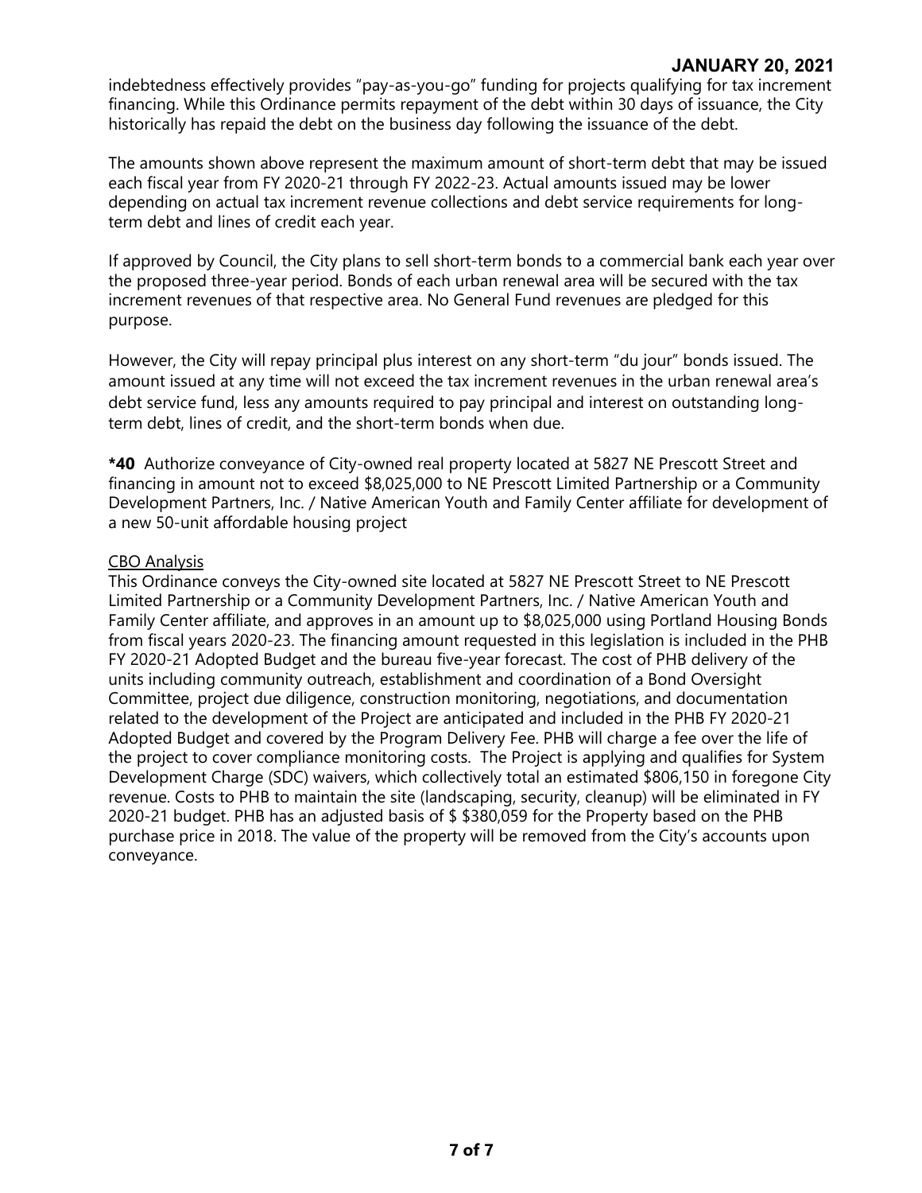indebtedness effectively provides "pay-as-you-go" funding for projects qualifying for tax increment financing. While this Ordinance permits repayment of the debt within 30 days of issuance, the City historically has repaid the debt on the business day following the issuance of the debt.

The amounts shown above represent the maximum amount of short-term debt that may be issued each fiscal year from FY 2020-21 through FY 2022-23. Actual amounts issued may be lower depending on actual tax increment revenue collections and debt service requirements for long-term debt and lines of credit each year.

If approved by Council, the City plans to sell short-term bonds to a commercial bank each year over the proposed three-year period. Bonds of each urban renewal area will be secured with the tax increment revenues of that respective area. No General Fund revenues are pledged for this purpose.

However, the City will repay principal plus interest on any short-term "du jour" bonds issued. The amount issued at any time will not exceed the tax increment revenues in the urban renewal area's debt service fund, less any amounts required to pay principal and interest on outstanding long-term debt, lines of credit, and the short-term bonds when due.

**\*40** Authorize conveyance of City-owned real property located at 5827 NE Prescott Street and financing in amount not to exceed $8,025,000 to NE Prescott Limited Partnership or a Community Development Partners, Inc. / Native American Youth and Family Center affiliate for development of a new 50-unit affordable housing project

<u>CBO Analysis</u>

This Ordinance conveys the City-owned site located at 5827 NE Prescott Street to NE Prescott Limited Partnership or a Community Development Partners, Inc. / Native American Youth and Family Center affiliate, and approves in an amount up to $8,025,000 using Portland Housing Bonds from fiscal years 2020-23. The financing amount requested in this legislation is included in the PHB FY 2020-21 Adopted Budget and the bureau five-year forecast. The cost of PHB delivery of the units including community outreach, establishment and coordination of a Bond Oversight Committee, project due diligence, construction monitoring, negotiations, and documentation related to the development of the Project are anticipated and included in the PHB FY 2020-21 Adopted Budget and covered by the Program Delivery Fee. PHB will charge a fee over the life of the project to cover compliance monitoring costs. The Project is applying and qualifies for System Development Charge (SDC) waivers, which collectively total an estimated $806,150 in foregone City revenue. Costs to PHB to maintain the site (landscaping, security, cleanup) will be eliminated in FY 2020-21 budget. PHB has an adjusted basis of $ $380,059 for the Property based on the PHB purchase price in 2018. The value of the property will be removed from the City's accounts upon conveyance.